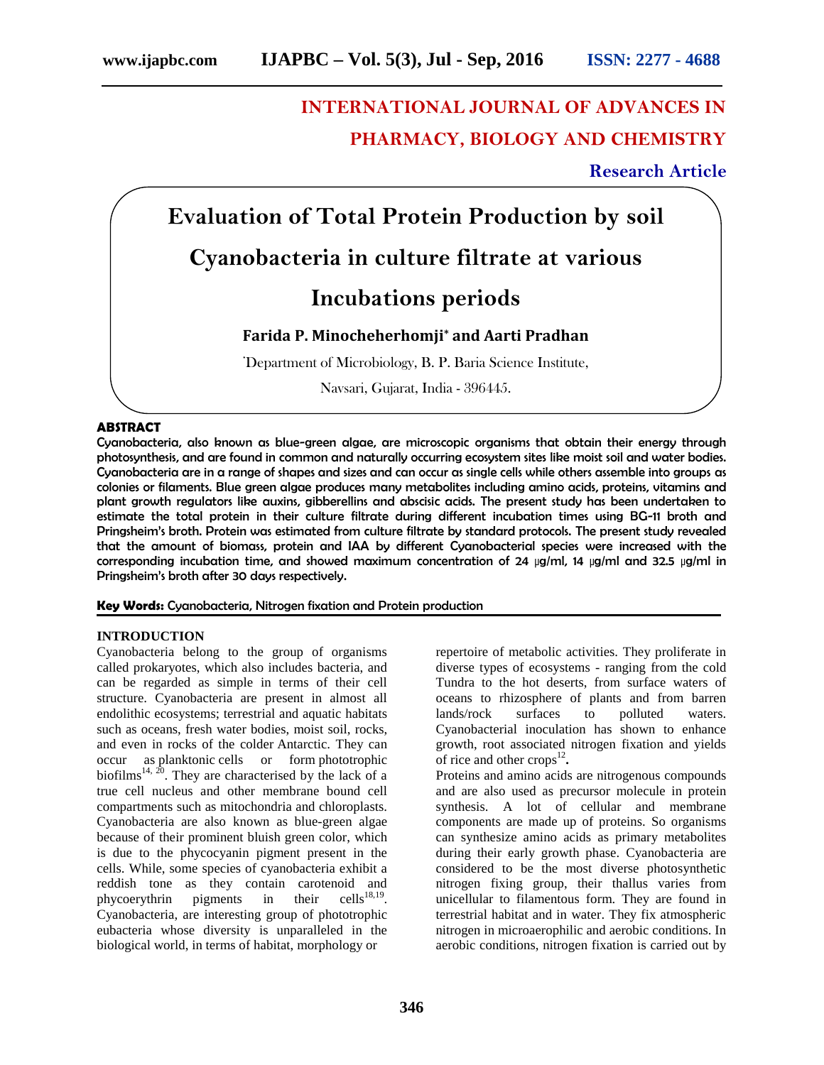# INTERNATIONAL JOURNAL OF ADVANCES IN PHARMACY, BIOLOGY AND CHEMISTRY

**Research Article**

# Evaluation of Total Protein Production by soil Cyanobacteria in culture filtrate at various Incubations periods

**Farida P. Minocheherhomji* and Aarti Pradhan**

*Department of Microbiology, B. P. Baria Science Institute, Navsari, Gujarat, India - 396445.

## ABSTRACT

Cyanobacteria, also known as blue-green algae, are microscopic organisms that obtain their energy through photosynthesis, and are found in common and naturally occurring ecosystem sites like moist soil and water bodies. Cyanobacteria are in a range of shapes and sizes and can occur as single cells while others assemble into groups as colonies or filaments. Blue green algae produces many metabolites including amino acids, proteins, vitamins and plant growth regulators like auxins, gibberellins and abscisic acids. The present study has been undertaken to estimate the total protein in their culture filtrate during different incubation times using BG-11 broth and Pringsheim's broth. Protein was estimated from culture filtrate by standard protocols. The present study revealed that the amount of biomass, protein and IAA by different Cyanobacterial species were increased with the corresponding incubation time, and showed maximum concentration of 24 µg/ml, 14 µg/ml and 32.5 µg/ml in Pringsheim's broth after 30 days respectively.

**Key Words:** Cyanobacteria, Nitrogen fixation and Protein production

## INTRODUCTION

Cyanobacteria belong to the group of organisms called prokaryotes, which also includes bacteria, and can be regarded as simple in terms of their cell structure. Cyanobacteria are present in almost all endolithic ecosystems; terrestrial and aquatic habitats such as oceans, fresh water bodies, moist soil, rocks, and even in rocks of the colder Antarctic. They can occur as planktonic cells or form phototrophic biofilms[14, 20]. They are characterised by the lack of a true cell nucleus and other membrane bound cell compartments such as mitochondria and chloroplasts. Cyanobacteria are also known as blue-green algae because of their prominent bluish green color, which is due to the phycocyanin pigment present in the cells. While, some species of cyanobacteria exhibit a reddish tone as they contain carotenoid and phycoerythrin pigments in their cells[18,19]. Cyanobacteria, are interesting group of phototrophic eubacteria whose diversity is unparalleled in the biological world, in terms of habitat, morphology or repertoire of metabolic activities. They proliferate in diverse types of ecosystems - ranging from the cold Tundra to the hot deserts, from surface waters of oceans to rhizosphere of plants and from barren lands/rock surfaces to polluted waters. Cyanobacterial inoculation has shown to enhance growth, root associated nitrogen fixation and yields of rice and other crops[12].

Proteins and amino acids are nitrogenous compounds and are also used as precursor molecule in protein synthesis. A lot of cellular and membrane components are made up of proteins. So organisms can synthesize amino acids as primary metabolites during their early growth phase. Cyanobacteria are considered to be the most diverse photosynthetic nitrogen fixing group, their thallus varies from unicellular to filamentous form. They are found in terrestrial habitat and in water. They fix atmospheric nitrogen in microaerophilic and aerobic conditions. In aerobic conditions, nitrogen fixation is carried out by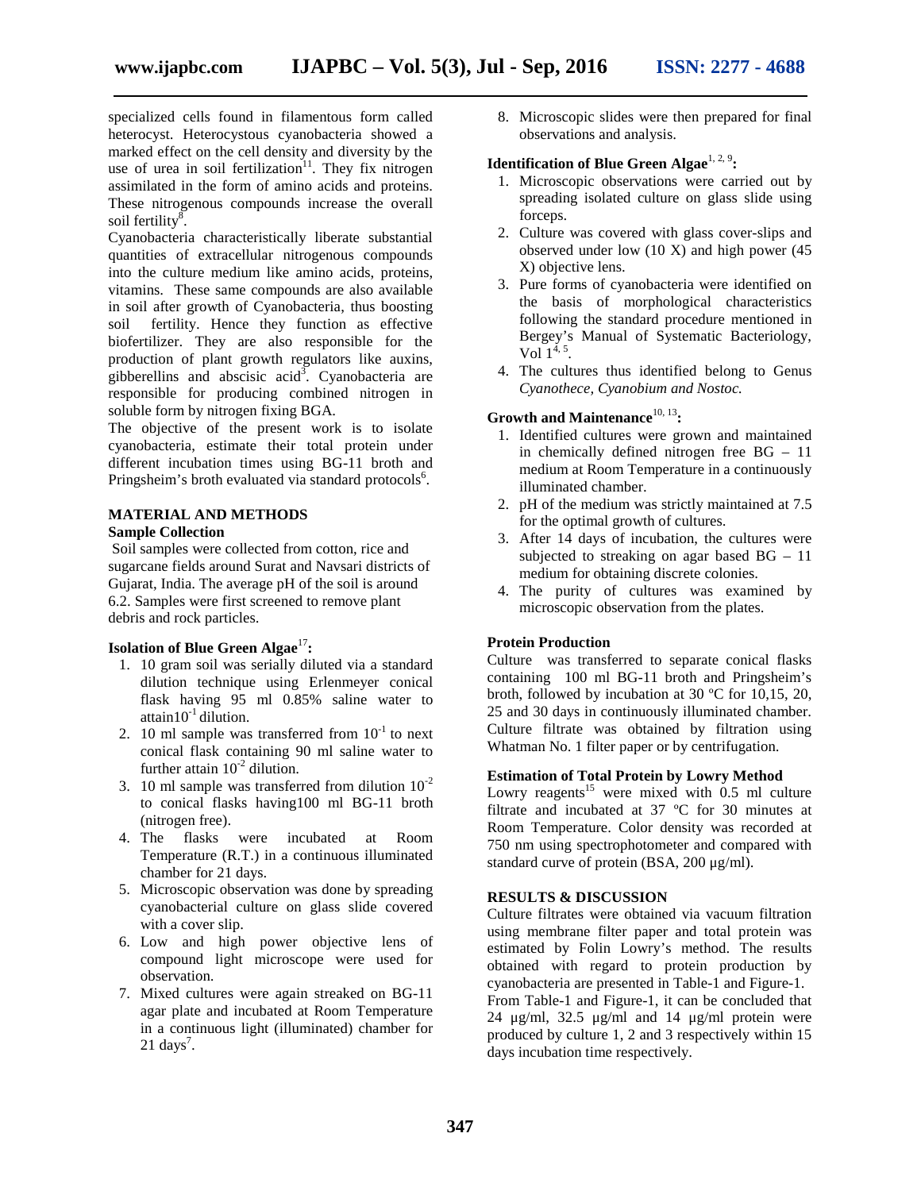specialized cells found in filamentous form called heterocyst. Heterocystous cyanobacteria showed a marked effect on the cell density and diversity by the use of urea in soil fertilization[11]. They fix nitrogen assimilated in the form of amino acids and proteins. These nitrogenous compounds increase the overall soil fertility[8].

Cyanobacteria characteristically liberate substantial quantities of extracellular nitrogenous compounds into the culture medium like amino acids, proteins, vitamins. These same compounds are also available in soil after growth of Cyanobacteria, thus boosting soil fertility. Hence they function as effective biofertilizer. They are also responsible for the production of plant growth regulators like auxins, gibberellins and abscisic acid[3]. Cyanobacteria are responsible for producing combined nitrogen in soluble form by nitrogen fixing BGA.

The objective of the present work is to isolate cyanobacteria, estimate their total protein under different incubation times using BG-11 broth and Pringsheim's broth evaluated via standard protocols[6].

## MATERIAL AND METHODS

### Sample Collection

Soil samples were collected from cotton, rice and sugarcane fields around Surat and Navsari districts of Gujarat, India. The average pH of the soil is around 6.2. Samples were first screened to remove plant debris and rock particles.

### Isolation of Blue Green Algae[17]:

1. 10 gram soil was serially diluted via a standard dilution technique using Erlenmeyer conical flask having 95 ml 0.85% saline water to attain$10^{-1}$ dilution.
2. 10 ml sample was transferred from $10^{-1}$ to next conical flask containing 90 ml saline water to further attain $10^{-2}$ dilution.
3. 10 ml sample was transferred from dilution $10^{-2}$ to conical flasks having100 ml BG-11 broth (nitrogen free).
4. The flasks were incubated at Room Temperature (R.T.) in a continuous illuminated chamber for 21 days.
5. Microscopic observation was done by spreading cyanobacterial culture on glass slide covered with a cover slip.
6. Low and high power objective lens of compound light microscope were used for observation.
7. Mixed cultures were again streaked on BG-11 agar plate and incubated at Room Temperature in a continuous light (illuminated) chamber for 21 days[7].
8. Microscopic slides were then prepared for final observations and analysis.

### Identification of Blue Green Algae[1, 2, 9]:

1. Microscopic observations were carried out by spreading isolated culture on glass slide using forceps.
2. Culture was covered with glass cover-slips and observed under low (10 X) and high power (45 X) objective lens.
3. Pure forms of cyanobacteria were identified on the basis of morphological characteristics following the standard procedure mentioned in Bergey's Manual of Systematic Bacteriology, Vol 1[4, 5].
4. The cultures thus identified belong to Genus *Cyanothece, Cyanobium and Nostoc.*

### Growth and Maintenance[10, 13]:

1. Identified cultures were grown and maintained in chemically defined nitrogen free BG – 11 medium at Room Temperature in a continuously illuminated chamber.
2. pH of the medium was strictly maintained at 7.5 for the optimal growth of cultures.
3. After 14 days of incubation, the cultures were subjected to streaking on agar based BG – 11 medium for obtaining discrete colonies.
4. The purity of cultures was examined by microscopic observation from the plates.

### Protein Production

Culture was transferred to separate conical flasks containing 100 ml BG-11 broth and Pringsheim's broth, followed by incubation at 30 ºC for 10,15, 20, 25 and 30 days in continuously illuminated chamber. Culture filtrate was obtained by filtration using Whatman No. 1 filter paper or by centrifugation.

### Estimation of Total Protein by Lowry Method

Lowry reagents[15] were mixed with 0.5 ml culture filtrate and incubated at 37 ºC for 30 minutes at Room Temperature. Color density was recorded at 750 nm using spectrophotometer and compared with standard curve of protein (BSA, 200 µg/ml).

## RESULTS & DISCUSSION

Culture filtrates were obtained via vacuum filtration using membrane filter paper and total protein was estimated by Folin Lowry's method. The results obtained with regard to protein production by cyanobacteria are presented in Table-1 and Figure-1.

From Table-1 and Figure-1, it can be concluded that 24 µg/ml, 32.5 µg/ml and 14 µg/ml protein were produced by culture 1, 2 and 3 respectively within 15 days incubation time respectively.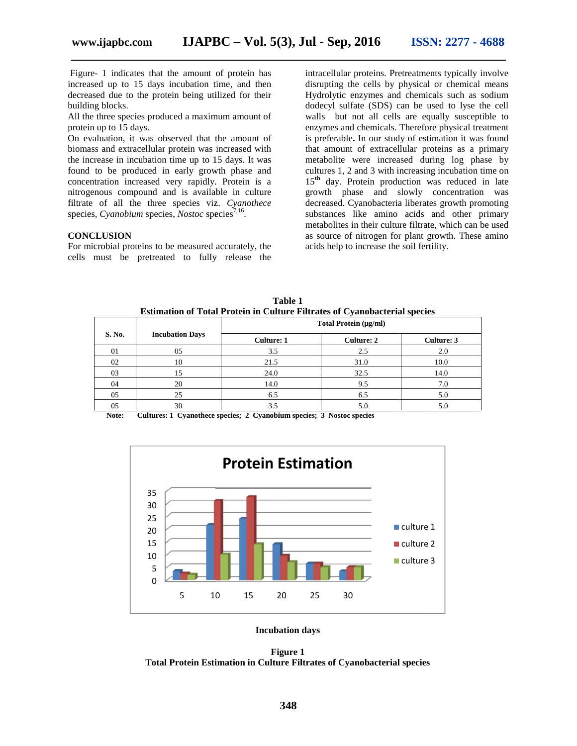Figure- 1 indicates that the amount of protein has increased up to 15 days incubation time, and then decreased due to the protein being utilized for their building blocks.

All the three species produced a maximum amount of protein up to 15 days.

On evaluation, it was observed that the amount of biomass and extracellular protein was increased with the increase in incubation time up to 15 days. It was found to be produced in early growth phase and concentration increased very rapidly. Protein is a nitrogenous compound and is available in culture filtrate of all the three species viz. *Cyanothece* species, *Cyanobium* species, *Nostoc* species[7,16].

## CONCLUSION

For microbial proteins to be measured accurately, the cells must be pretreated to fully release the intracellular proteins. Pretreatments typically involve disrupting the cells by physical or chemical means Hydrolytic enzymes and chemicals such as sodium dodecyl sulfate (SDS) can be used to lyse the cell walls but not all cells are equally susceptible to enzymes and chemicals. Therefore physical treatment is preferable**.** In our study of estimation it was found that amount of extracellular proteins as a primary metabolite were increased during log phase by cultures 1, 2 and 3 with increasing incubation time on 15th day. Protein production was reduced in late growth phase and slowly concentration was decreased. Cyanobacteria liberates growth promoting substances like amino acids and other primary metabolites in their culture filtrate, which can be used as source of nitrogen for plant growth. These amino acids help to increase the soil fertility.

**Table 1**
**Estimation of Total Protein in Culture Filtrates of Cyanobacterial species**

| S. No. | Incubation Days | Total Protein (µg/ml) | | |
|---|---|---|---|---|
| | | Culture: 1 | Culture: 2 | Culture: 3 |
| 01 | 05 | 3.5 | 2.5 | 2.0 |
| 02 | 10 | 21.5 | 31.0 | 10.0 |
| 03 | 15 | 24.0 | 32.5 | 14.0 |
| 04 | 20 | 14.0 | 9.5 | 7.0 |
| 05 | 25 | 6.5 | 6.5 | 5.0 |
| 05 | 30 | 3.5 | 5.0 | 5.0 |

**Note: Cultures: 1 Cyanothece species; 2 Cyanobium species; 3 Nostoc species**

**Figure 1**
**Total Protein Estimation in Culture Filtrates of Cyanobacterial species**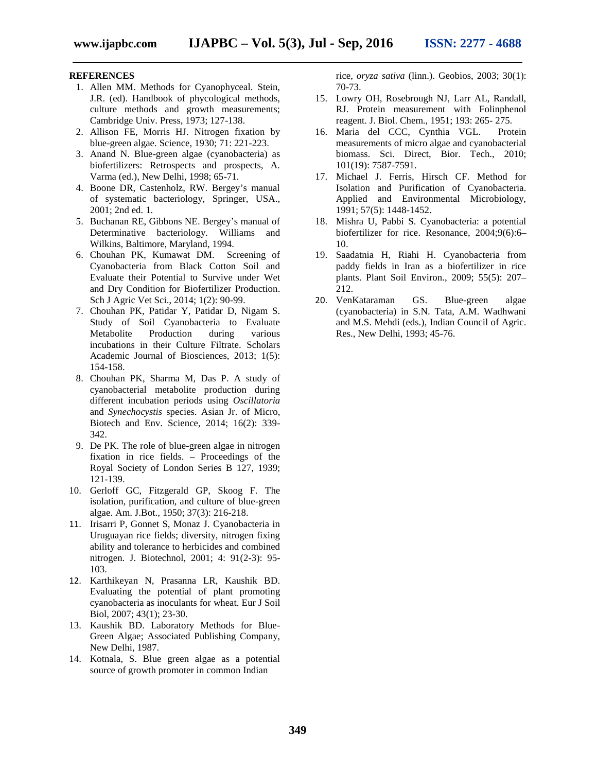## REFERENCES

1. Allen MM. Methods for Cyanophyceal. Stein, J.R. (ed). Handbook of phycological methods, culture methods and growth measurements; Cambridge Univ. Press, 1973; 127-138.
2. Allison FE, Morris HJ. Nitrogen fixation by blue-green algae. Science, 1930; 71: 221-223.
3. Anand N. Blue-green algae (cyanobacteria) as biofertilizers: Retrospects and prospects, A. Varma (ed.), New Delhi, 1998; 65-71.
4. Boone DR, Castenholz, RW. Bergey's manual of systematic bacteriology, Springer, USA., 2001; 2nd ed. 1.
5. Buchanan RE, Gibbons NE. Bergey's manual of Determinative bacteriology. Williams and Wilkins, Baltimore, Maryland, 1994.
6. Chouhan PK, Kumawat DM. Screening of Cyanobacteria from Black Cotton Soil and Evaluate their Potential to Survive under Wet and Dry Condition for Biofertilizer Production. Sch J Agric Vet Sci., 2014; 1(2): 90-99.
7. Chouhan PK, Patidar Y, Patidar D, Nigam S. Study of Soil Cyanobacteria to Evaluate Metabolite Production during various incubations in their Culture Filtrate. Scholars Academic Journal of Biosciences, 2013; 1(5): 154-158.
8. Chouhan PK, Sharma M, Das P. A study of cyanobacterial metabolite production during different incubation periods using *Oscillatoria* and *Synechocystis* species. Asian Jr. of Micro, Biotech and Env. Science, 2014; 16(2): 339-342.
9. De PK. The role of blue-green algae in nitrogen fixation in rice fields. – Proceedings of the Royal Society of London Series B 127, 1939; 121-139.
10. Gerloff GC, Fitzgerald GP, Skoog F. The isolation, purification, and culture of blue-green algae. Am. J.Bot., 1950; 37(3): 216-218.
11. Irisarri P, Gonnet S, Monaz J. Cyanobacteria in Uruguayan rice fields; diversity, nitrogen fixing ability and tolerance to herbicides and combined nitrogen. J. Biotechnol, 2001; 4: 91(2-3): 95-103.
12. Karthikeyan N, Prasanna LR, Kaushik BD. Evaluating the potential of plant promoting cyanobacteria as inoculants for wheat. Eur J Soil Biol, 2007; 43(1); 23-30.
13. Kaushik BD. Laboratory Methods for Blue-Green Algae; Associated Publishing Company, New Delhi, 1987.
14. Kotnala, S. Blue green algae as a potential source of growth promoter in common Indian rice, *oryza sativa* (linn.). Geobios, 2003; 30(1): 70-73.
15. Lowry OH, Rosebrough NJ, Larr AL, Randall, RJ. Protein measurement with Folinphenol reagent. J. Biol. Chem., 1951; 193: 265- 275.
16. Maria del CCC, Cynthia VGL. Protein measurements of micro algae and cyanobacterial biomass. Sci. Direct, Bior. Tech., 2010; 101(19): 7587-7591.
17. Michael J. Ferris, Hirsch CF. Method for Isolation and Purification of Cyanobacteria. Applied and Environmental Microbiology, 1991; 57(5): 1448-1452.
18. Mishra U, Pabbi S. Cyanobacteria: a potential biofertilizer for rice. Resonance, 2004;9(6):6–10.
19. Saadatnia H, Riahi H. Cyanobacteria from paddy fields in Iran as a biofertilizer in rice plants. Plant Soil Environ., 2009; 55(5): 207–212.
20. VenKataraman GS. Blue-green algae (cyanobacteria) in S.N. Tata, A.M. Wadhwani and M.S. Mehdi (eds.), Indian Council of Agric. Res., New Delhi, 1993; 45-76.